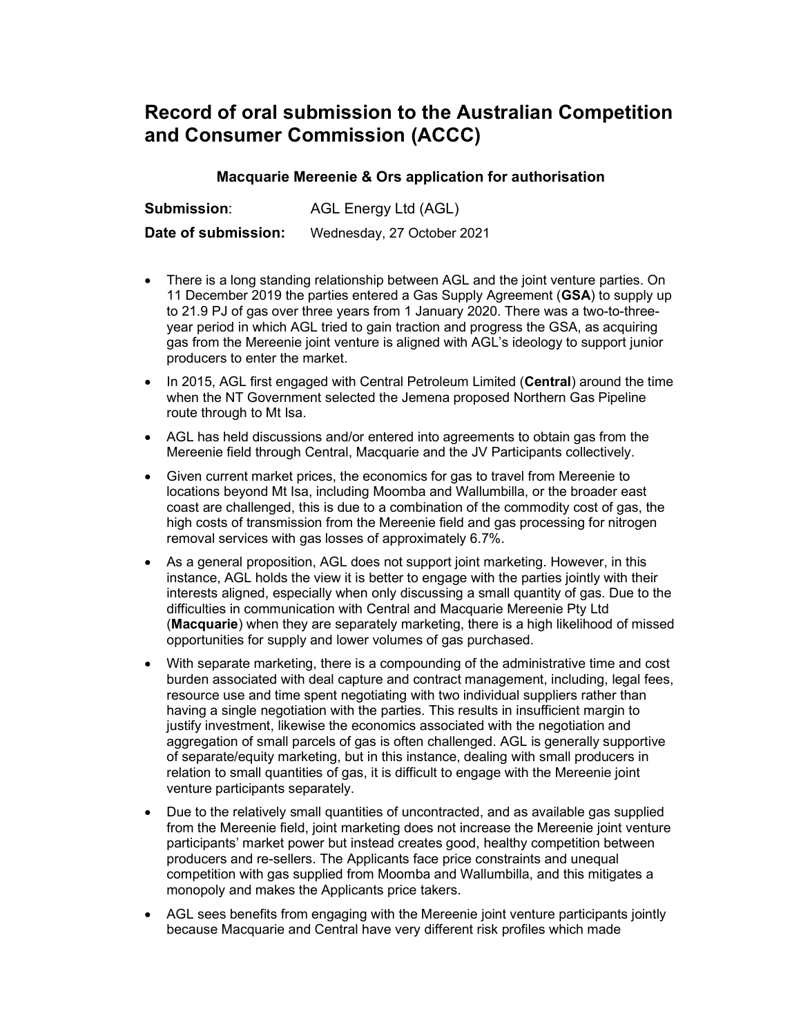# Record of oral submission to the Australian Competition and Consumer Commission (ACCC)

**Macquarie Mereenie & Ors application for authorisation**

**Submission**: AGL Energy Ltd (AGL)

**Date of submission:** Wednesday, 27 October 2021

- There is a long standing relationship between AGL and the joint venture parties. On 11 December 2019 the parties entered a Gas Supply Agreement (**GSA**) to supply up to 21.9 PJ of gas over three years from 1 January 2020. There was a two-to-three-year period in which AGL tried to gain traction and progress the GSA, as acquiring gas from the Mereenie joint venture is aligned with AGL's ideology to support junior producers to enter the market.
- In 2015, AGL first engaged with Central Petroleum Limited (**Central**) around the time when the NT Government selected the Jemena proposed Northern Gas Pipeline route through to Mt Isa.
- AGL has held discussions and/or entered into agreements to obtain gas from the Mereenie field through Central, Macquarie and the JV Participants collectively.
- Given current market prices, the economics for gas to travel from Mereenie to locations beyond Mt Isa, including Moomba and Wallumbilla, or the broader east coast are challenged, this is due to a combination of the commodity cost of gas, the high costs of transmission from the Mereenie field and gas processing for nitrogen removal services with gas losses of approximately 6.7%.
- As a general proposition, AGL does not support joint marketing. However, in this instance, AGL holds the view it is better to engage with the parties jointly with their interests aligned, especially when only discussing a small quantity of gas. Due to the difficulties in communication with Central and Macquarie Mereenie Pty Ltd (**Macquarie**) when they are separately marketing, there is a high likelihood of missed opportunities for supply and lower volumes of gas purchased.
- With separate marketing, there is a compounding of the administrative time and cost burden associated with deal capture and contract management, including, legal fees, resource use and time spent negotiating with two individual suppliers rather than having a single negotiation with the parties. This results in insufficient margin to justify investment, likewise the economics associated with the negotiation and aggregation of small parcels of gas is often challenged. AGL is generally supportive of separate/equity marketing, but in this instance, dealing with small producers in relation to small quantities of gas, it is difficult to engage with the Mereenie joint venture participants separately.
- Due to the relatively small quantities of uncontracted, and as available gas supplied from the Mereenie field, joint marketing does not increase the Mereenie joint venture participants' market power but instead creates good, healthy competition between producers and re-sellers. The Applicants face price constraints and unequal competition with gas supplied from Moomba and Wallumbilla, and this mitigates a monopoly and makes the Applicants price takers.
- AGL sees benefits from engaging with the Mereenie joint venture participants jointly because Macquarie and Central have very different risk profiles which made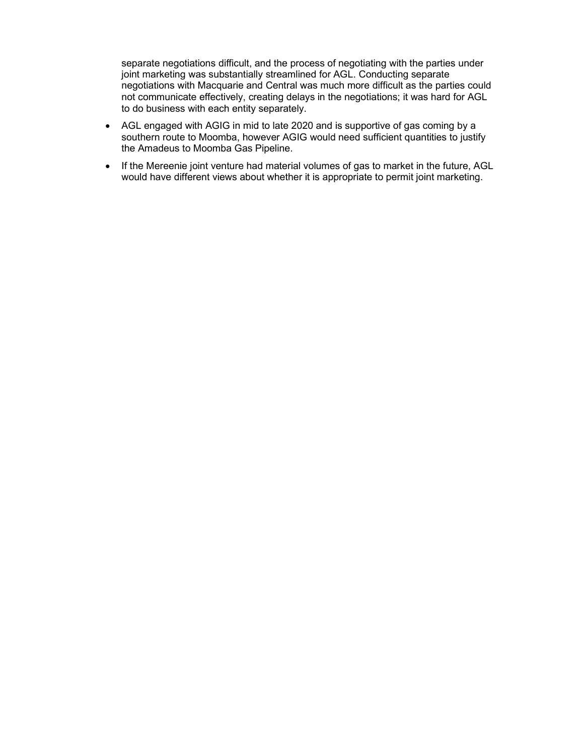separate negotiations difficult, and the process of negotiating with the parties under joint marketing was substantially streamlined for AGL. Conducting separate negotiations with Macquarie and Central was much more difficult as the parties could not communicate effectively, creating delays in the negotiations; it was hard for AGL to do business with each entity separately.

- AGL engaged with AGIG in mid to late 2020 and is supportive of gas coming by a southern route to Moomba, however AGIG would need sufficient quantities to justify the Amadeus to Moomba Gas Pipeline.
- If the Mereenie joint venture had material volumes of gas to market in the future, AGL would have different views about whether it is appropriate to permit joint marketing.